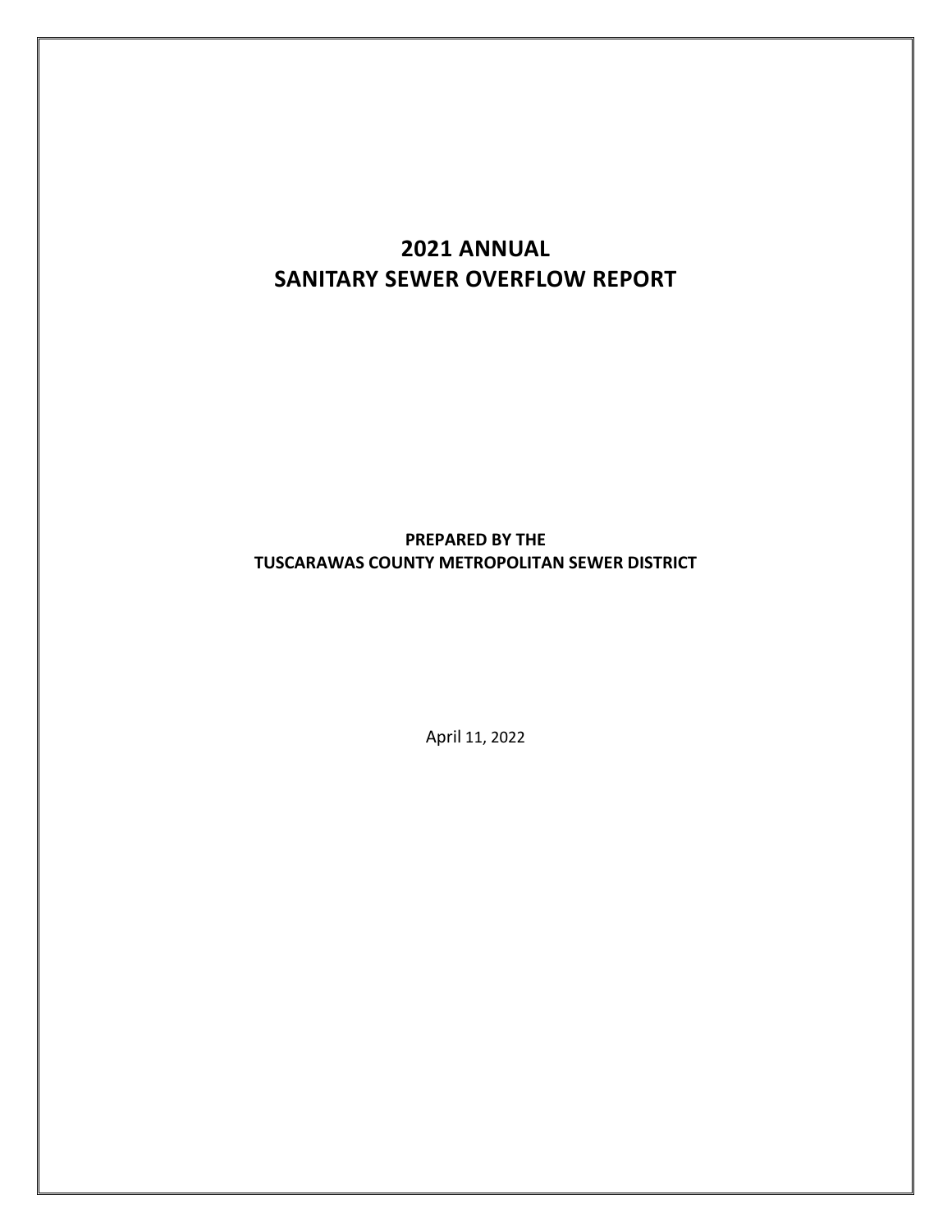# 2021 ANNUAL
# SANITARY SEWER OVERFLOW REPORT

**PREPARED BY THE**
**TUSCARAWAS COUNTY METROPOLITAN SEWER DISTRICT**

April 11, 2022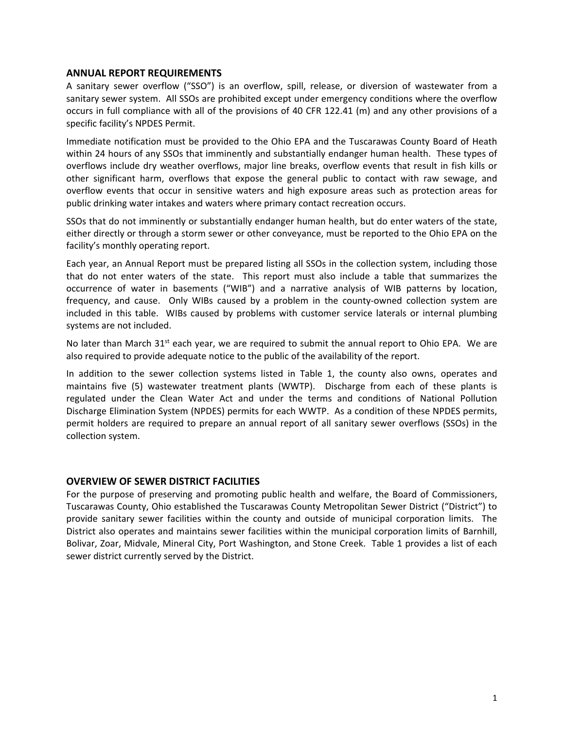## ANNUAL REPORT REQUIREMENTS

A sanitary sewer overflow ("SSO") is an overflow, spill, release, or diversion of wastewater from a sanitary sewer system. All SSOs are prohibited except under emergency conditions where the overflow occurs in full compliance with all of the provisions of 40 CFR 122.41 (m) and any other provisions of a specific facility's NPDES Permit.

Immediate notification must be provided to the Ohio EPA and the Tuscarawas County Board of Heath within 24 hours of any SSOs that imminently and substantially endanger human health. These types of overflows include dry weather overflows, major line breaks, overflow events that result in fish kills or other significant harm, overflows that expose the general public to contact with raw sewage, and overflow events that occur in sensitive waters and high exposure areas such as protection areas for public drinking water intakes and waters where primary contact recreation occurs.

SSOs that do not imminently or substantially endanger human health, but do enter waters of the state, either directly or through a storm sewer or other conveyance, must be reported to the Ohio EPA on the facility's monthly operating report.

Each year, an Annual Report must be prepared listing all SSOs in the collection system, including those that do not enter waters of the state. This report must also include a table that summarizes the occurrence of water in basements ("WIB") and a narrative analysis of WIB patterns by location, frequency, and cause. Only WIBs caused by a problem in the county-owned collection system are included in this table. WIBs caused by problems with customer service laterals or internal plumbing systems are not included.

No later than March 31st each year, we are required to submit the annual report to Ohio EPA. We are also required to provide adequate notice to the public of the availability of the report.

In addition to the sewer collection systems listed in Table 1, the county also owns, operates and maintains five (5) wastewater treatment plants (WWTP). Discharge from each of these plants is regulated under the Clean Water Act and under the terms and conditions of National Pollution Discharge Elimination System (NPDES) permits for each WWTP. As a condition of these NPDES permits, permit holders are required to prepare an annual report of all sanitary sewer overflows (SSOs) in the collection system.

## OVERVIEW OF SEWER DISTRICT FACILITIES

For the purpose of preserving and promoting public health and welfare, the Board of Commissioners, Tuscarawas County, Ohio established the Tuscarawas County Metropolitan Sewer District ("District") to provide sanitary sewer facilities within the county and outside of municipal corporation limits. The District also operates and maintains sewer facilities within the municipal corporation limits of Barnhill, Bolivar, Zoar, Midvale, Mineral City, Port Washington, and Stone Creek. Table 1 provides a list of each sewer district currently served by the District.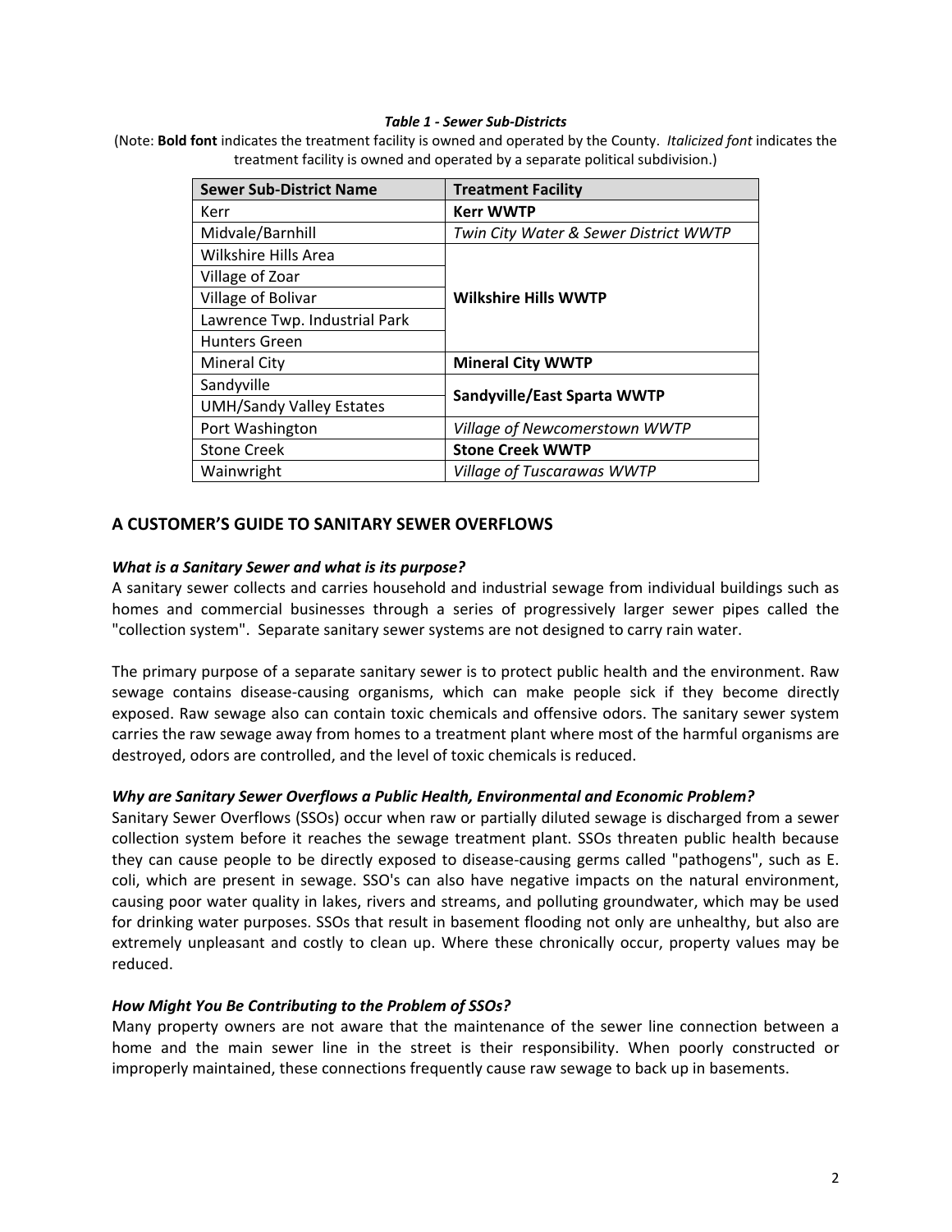***Table 1 - Sewer Sub-Districts***

(Note: **Bold font** indicates the treatment facility is owned and operated by the County. *Italicized font* indicates the treatment facility is owned and operated by a separate political subdivision.)

| Sewer Sub-District Name | Treatment Facility |
|---|---|
| Kerr | **Kerr WWTP** |
| Midvale/Barnhill | *Twin City Water & Sewer District WWTP* |
| Wilkshire Hills Area | **Wilkshire Hills WWTP** |
| Village of Zoar | |
| Village of Bolivar | |
| Lawrence Twp. Industrial Park | |
| Hunters Green | |
| Mineral City | **Mineral City WWTP** |
| Sandyville | **Sandyville/East Sparta WWTP** |
| UMH/Sandy Valley Estates | |
| Port Washington | *Village of Newcomerstown WWTP* |
| Stone Creek | **Stone Creek WWTP** |
| Wainwright | *Village of Tuscarawas WWTP* |

## A CUSTOMER'S GUIDE TO SANITARY SEWER OVERFLOWS

### *What is a Sanitary Sewer and what is its purpose?*

A sanitary sewer collects and carries household and industrial sewage from individual buildings such as homes and commercial businesses through a series of progressively larger sewer pipes called the "collection system". Separate sanitary sewer systems are not designed to carry rain water.

The primary purpose of a separate sanitary sewer is to protect public health and the environment. Raw sewage contains disease-causing organisms, which can make people sick if they become directly exposed. Raw sewage also can contain toxic chemicals and offensive odors. The sanitary sewer system carries the raw sewage away from homes to a treatment plant where most of the harmful organisms are destroyed, odors are controlled, and the level of toxic chemicals is reduced.

### *Why are Sanitary Sewer Overflows a Public Health, Environmental and Economic Problem?*

Sanitary Sewer Overflows (SSOs) occur when raw or partially diluted sewage is discharged from a sewer collection system before it reaches the sewage treatment plant. SSOs threaten public health because they can cause people to be directly exposed to disease-causing germs called "pathogens", such as E. coli, which are present in sewage. SSO's can also have negative impacts on the natural environment, causing poor water quality in lakes, rivers and streams, and polluting groundwater, which may be used for drinking water purposes. SSOs that result in basement flooding not only are unhealthy, but also are extremely unpleasant and costly to clean up. Where these chronically occur, property values may be reduced.

### *How Might You Be Contributing to the Problem of SSOs?*

Many property owners are not aware that the maintenance of the sewer line connection between a home and the main sewer line in the street is their responsibility. When poorly constructed or improperly maintained, these connections frequently cause raw sewage to back up in basements.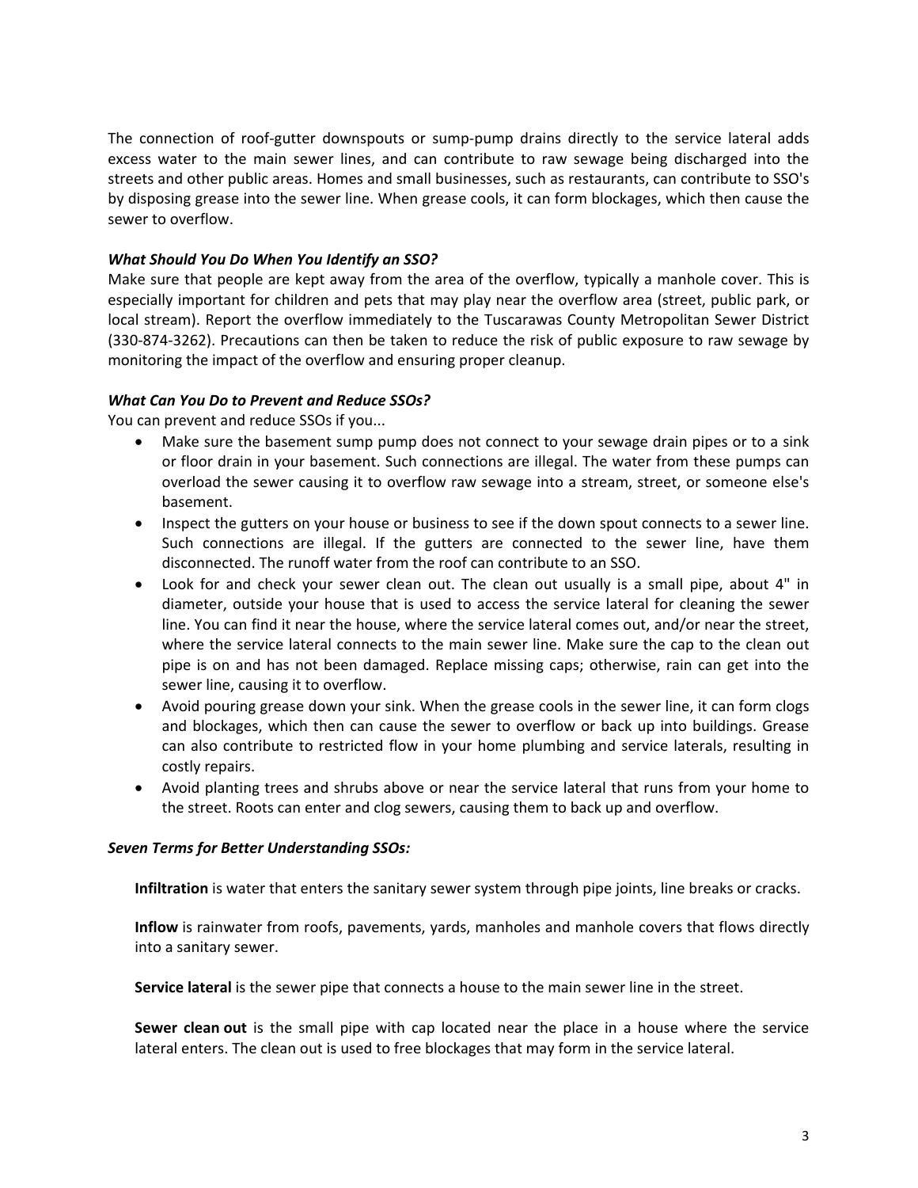The connection of roof-gutter downspouts or sump-pump drains directly to the service lateral adds excess water to the main sewer lines, and can contribute to raw sewage being discharged into the streets and other public areas. Homes and small businesses, such as restaurants, can contribute to SSO's by disposing grease into the sewer line. When grease cools, it can form blockages, which then cause the sewer to overflow.

***What Should You Do When You Identify an SSO?***

Make sure that people are kept away from the area of the overflow, typically a manhole cover. This is especially important for children and pets that may play near the overflow area (street, public park, or local stream). Report the overflow immediately to the Tuscarawas County Metropolitan Sewer District (330-874-3262). Precautions can then be taken to reduce the risk of public exposure to raw sewage by monitoring the impact of the overflow and ensuring proper cleanup.

***What Can You Do to Prevent and Reduce SSOs?***

You can prevent and reduce SSOs if you...

- Make sure the basement sump pump does not connect to your sewage drain pipes or to a sink or floor drain in your basement. Such connections are illegal. The water from these pumps can overload the sewer causing it to overflow raw sewage into a stream, street, or someone else's basement.
- Inspect the gutters on your house or business to see if the down spout connects to a sewer line. Such connections are illegal. If the gutters are connected to the sewer line, have them disconnected. The runoff water from the roof can contribute to an SSO.
- Look for and check your sewer clean out. The clean out usually is a small pipe, about 4" in diameter, outside your house that is used to access the service lateral for cleaning the sewer line. You can find it near the house, where the service lateral comes out, and/or near the street, where the service lateral connects to the main sewer line. Make sure the cap to the clean out pipe is on and has not been damaged. Replace missing caps; otherwise, rain can get into the sewer line, causing it to overflow.
- Avoid pouring grease down your sink. When the grease cools in the sewer line, it can form clogs and blockages, which then can cause the sewer to overflow or back up into buildings. Grease can also contribute to restricted flow in your home plumbing and service laterals, resulting in costly repairs.
- Avoid planting trees and shrubs above or near the service lateral that runs from your home to the street. Roots can enter and clog sewers, causing them to back up and overflow.

***Seven Terms for Better Understanding SSOs:***

**Infiltration** is water that enters the sanitary sewer system through pipe joints, line breaks or cracks.

**Inflow** is rainwater from roofs, pavements, yards, manholes and manhole covers that flows directly into a sanitary sewer.

**Service lateral** is the sewer pipe that connects a house to the main sewer line in the street.

**Sewer clean out** is the small pipe with cap located near the place in a house where the service lateral enters. The clean out is used to free blockages that may form in the service lateral.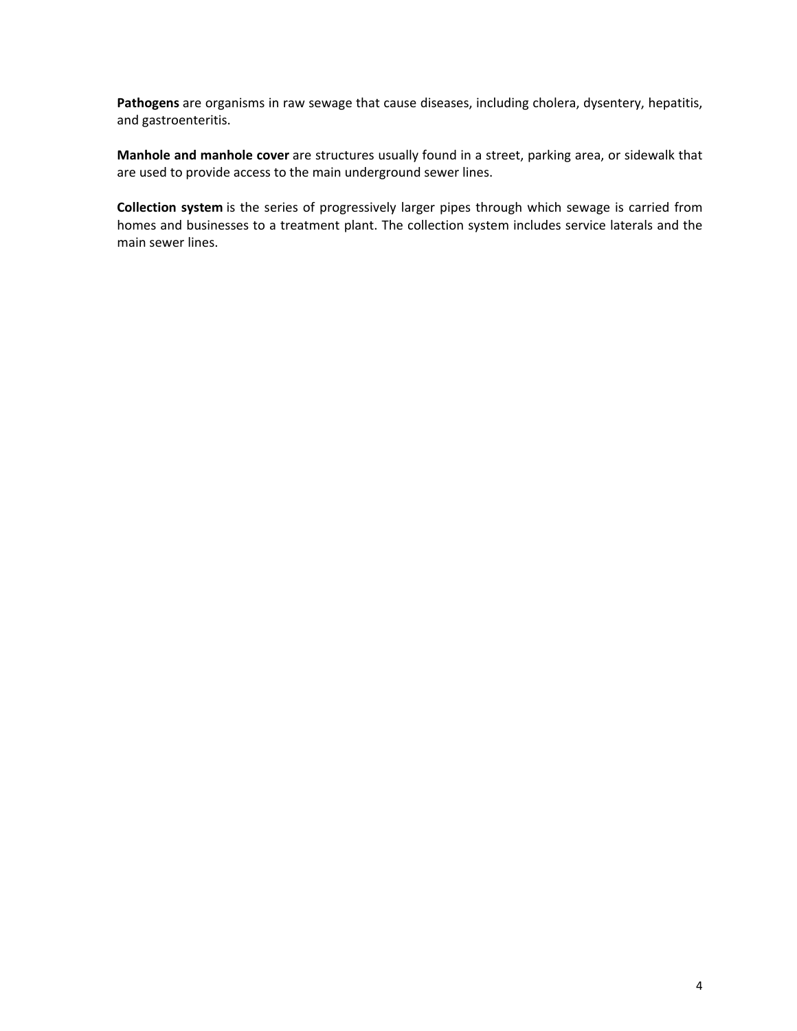**Pathogens** are organisms in raw sewage that cause diseases, including cholera, dysentery, hepatitis, and gastroenteritis.

**Manhole and manhole cover** are structures usually found in a street, parking area, or sidewalk that are used to provide access to the main underground sewer lines.

**Collection system** is the series of progressively larger pipes through which sewage is carried from homes and businesses to a treatment plant. The collection system includes service laterals and the main sewer lines.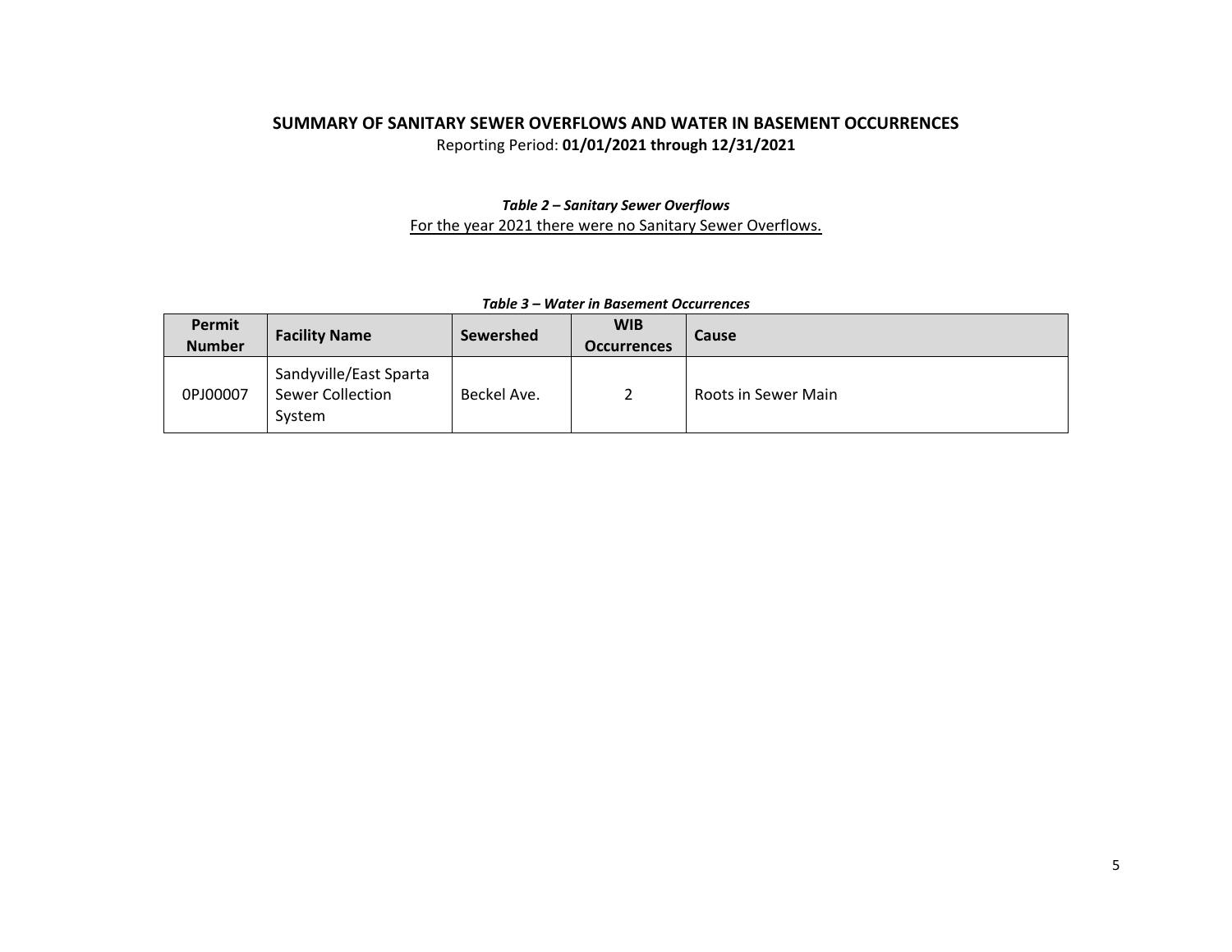## SUMMARY OF SANITARY SEWER OVERFLOWS AND WATER IN BASEMENT OCCURRENCES

Reporting Period: **01/01/2021 through 12/31/2021**

***Table 2 – Sanitary Sewer Overflows***

For the year 2021 there were no Sanitary Sewer Overflows.

***Table 3 – Water in Basement Occurrences***

| Permit Number | Facility Name | Sewershed | WIB Occurrences | Cause |
|---|---|---|---|---|
| 0PJ00007 | Sandyville/East Sparta Sewer Collection System | Beckel Ave. | 2 | Roots in Sewer Main |